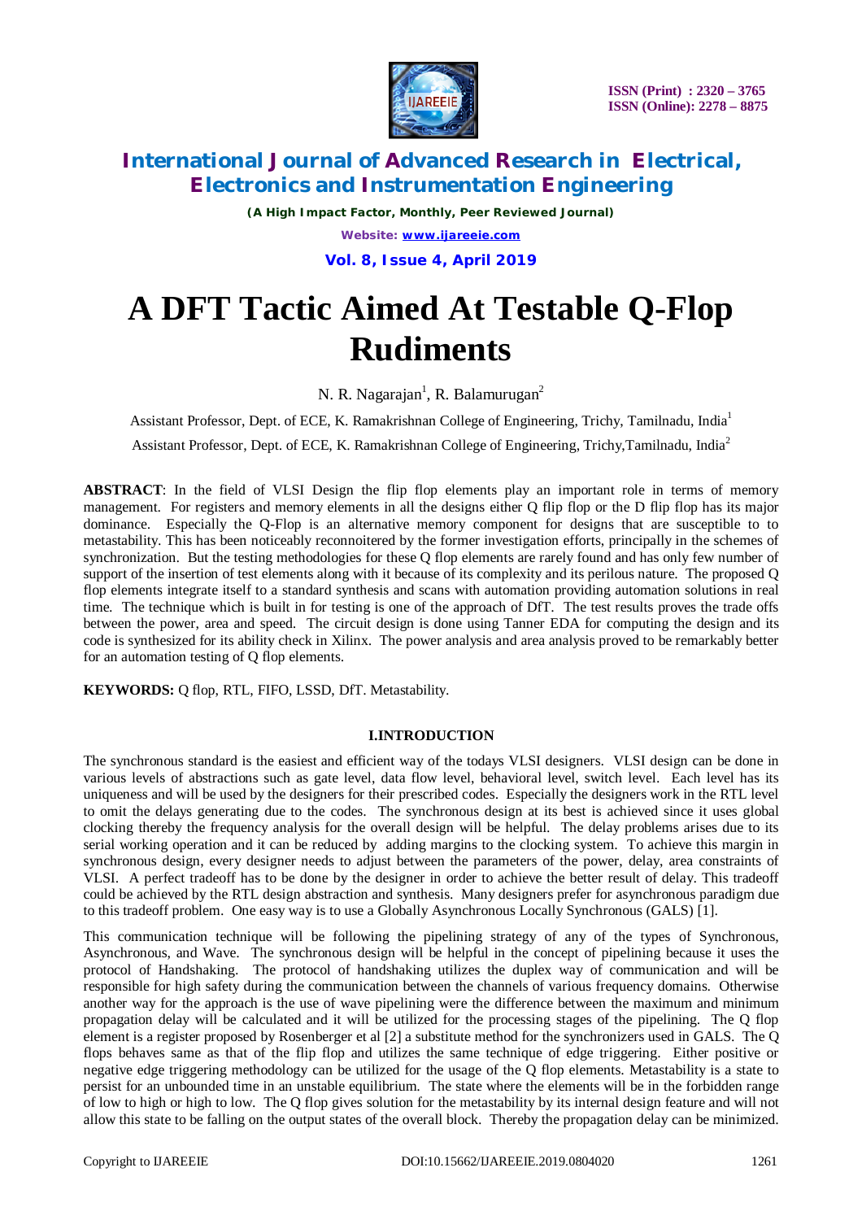# A DFT Tactic Aimed At Testable Q-Flop Rudiments

N. R. Nagarajan[1], R. Balamurugan[2]

Assistant Professor, Dept. of ECE, K. Ramakrishnan College of Engineering, Trichy, Tamilnadu, India[1]

Assistant Professor, Dept. of ECE, K. Ramakrishnan College of Engineering, Trichy,Tamilnadu, India[2]

**ABSTRACT**: In the field of VLSI Design the flip flop elements play an important role in terms of memory management. For registers and memory elements in all the designs either Q flip flop or the D flip flop has its major dominance. Especially the Q-Flop is an alternative memory component for designs that are susceptible to to metastability. This has been noticeably reconnoitered by the former investigation efforts, principally in the schemes of synchronization. But the testing methodologies for these Q flop elements are rarely found and has only few number of support of the insertion of test elements along with it because of its complexity and its perilous nature. The proposed Q flop elements integrate itself to a standard synthesis and scans with automation providing automation solutions in real time. The technique which is built in for testing is one of the approach of DfT. The test results proves the trade offs between the power, area and speed. The circuit design is done using Tanner EDA for computing the design and its code is synthesized for its ability check in Xilinx. The power analysis and area analysis proved to be remarkably better for an automation testing of Q flop elements.

**KEYWORDS:** Q flop, RTL, FIFO, LSSD, DfT. Metastability.

## I.INTRODUCTION

The synchronous standard is the easiest and efficient way of the todays VLSI designers. VLSI design can be done in various levels of abstractions such as gate level, data flow level, behavioral level, switch level. Each level has its uniqueness and will be used by the designers for their prescribed codes. Especially the designers work in the RTL level to omit the delays generating due to the codes. The synchronous design at its best is achieved since it uses global clocking thereby the frequency analysis for the overall design will be helpful. The delay problems arises due to its serial working operation and it can be reduced by adding margins to the clocking system. To achieve this margin in synchronous design, every designer needs to adjust between the parameters of the power, delay, area constraints of VLSI. A perfect tradeoff has to be done by the designer in order to achieve the better result of delay. This tradeoff could be achieved by the RTL design abstraction and synthesis. Many designers prefer for asynchronous paradigm due to this tradeoff problem. One easy way is to use a Globally Asynchronous Locally Synchronous (GALS) [1].

This communication technique will be following the pipelining strategy of any of the types of Synchronous, Asynchronous, and Wave. The synchronous design will be helpful in the concept of pipelining because it uses the protocol of Handshaking. The protocol of handshaking utilizes the duplex way of communication and will be responsible for high safety during the communication between the channels of various frequency domains. Otherwise another way for the approach is the use of wave pipelining were the difference between the maximum and minimum propagation delay will be calculated and it will be utilized for the processing stages of the pipelining. The Q flop element is a register proposed by Rosenberger et al [2] a substitute method for the synchronizers used in GALS. The Q flops behaves same as that of the flip flop and utilizes the same technique of edge triggering. Either positive or negative edge triggering methodology can be utilized for the usage of the Q flop elements. Metastability is a state to persist for an unbounded time in an unstable equilibrium. The state where the elements will be in the forbidden range of low to high or high to low. The Q flop gives solution for the metastability by its internal design feature and will not allow this state to be falling on the output states of the overall block. Thereby the propagation delay can be minimized.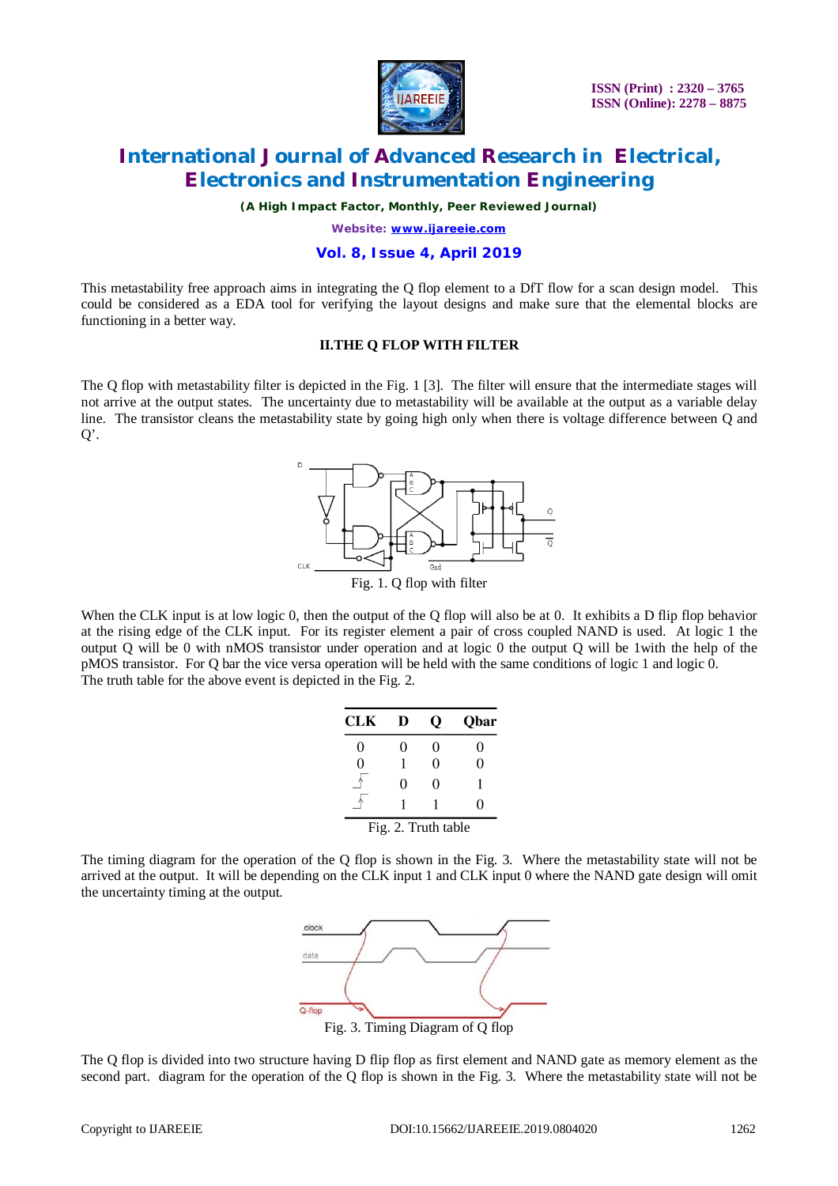This metastability free approach aims in integrating the Q flop element to a DfT flow for a scan design model. This could be considered as a EDA tool for verifying the layout designs and make sure that the elemental blocks are functioning in a better way.

## II.THE Q FLOP WITH FILTER

The Q flop with metastability filter is depicted in the Fig. 1 [3]. The filter will ensure that the intermediate stages will not arrive at the output states. The uncertainty due to metastability will be available at the output as a variable delay line. The transistor cleans the metastability state by going high only when there is voltage difference between Q and Q'.

Fig. 1. Q flop with filter

When the CLK input is at low logic 0, then the output of the Q flop will also be at 0. It exhibits a D flip flop behavior at the rising edge of the CLK input. For its register element a pair of cross coupled NAND is used. At logic 1 the output Q will be 0 with nMOS transistor under operation and at logic 0 the output Q will be 1with the help of the pMOS transistor. For Q bar the vice versa operation will be held with the same conditions of logic 1 and logic 0.
The truth table for the above event is depicted in the Fig. 2.

| CLK | D | Q | Qbar |
|---|---|---|---|
| 0 | 0 | 0 | 0 |
| 0 | 1 | 0 | 0 |
| ↑ | 0 | 0 | 1 |
| ↑ | 1 | 1 | 0 |

Fig. 2. Truth table

The timing diagram for the operation of the Q flop is shown in the Fig. 3. Where the metastability state will not be arrived at the output. It will be depending on the CLK input 1 and CLK input 0 where the NAND gate design will omit the uncertainty timing at the output.

Fig. 3. Timing Diagram of Q flop

The Q flop is divided into two structure having D flip flop as first element and NAND gate as memory element as the second part. diagram for the operation of the Q flop is shown in the Fig. 3. Where the metastability state will not be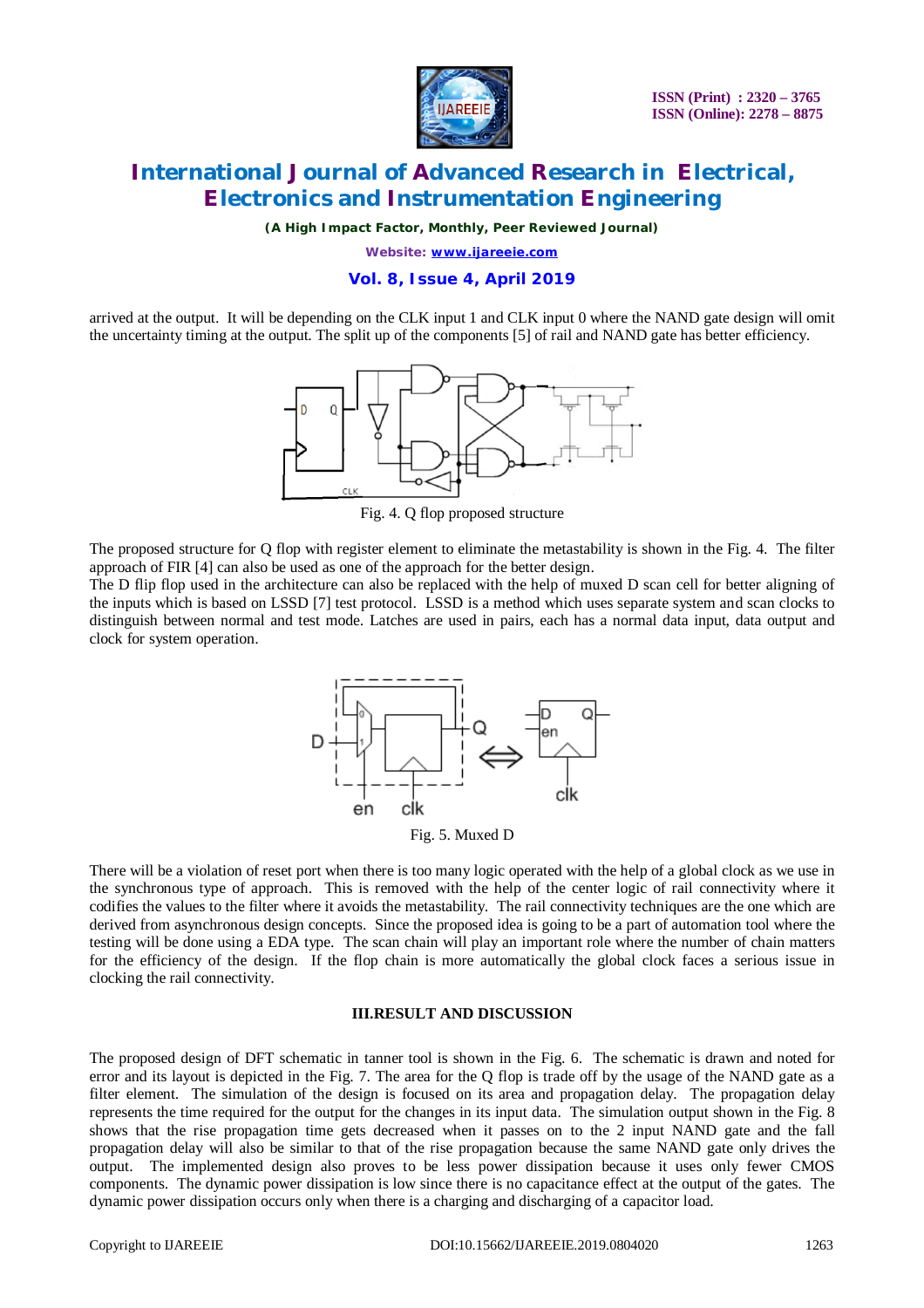arrived at the output. It will be depending on the CLK input 1 and CLK input 0 where the NAND gate design will omit the uncertainty timing at the output. The split up of the components [5] of rail and NAND gate has better efficiency.

Fig. 4. Q flop proposed structure

The proposed structure for Q flop with register element to eliminate the metastability is shown in the Fig. 4. The filter approach of FIR [4] can also be used as one of the approach for the better design.

The D flip flop used in the architecture can also be replaced with the help of muxed D scan cell for better aligning of the inputs which is based on LSSD [7] test protocol. LSSD is a method which uses separate system and scan clocks to distinguish between normal and test mode. Latches are used in pairs, each has a normal data input, data output and clock for system operation.

Fig. 5. Muxed D

There will be a violation of reset port when there is too many logic operated with the help of a global clock as we use in the synchronous type of approach. This is removed with the help of the center logic of rail connectivity where it codifies the values to the filter where it avoids the metastability. The rail connectivity techniques are the one which are derived from asynchronous design concepts. Since the proposed idea is going to be a part of automation tool where the testing will be done using a EDA type. The scan chain will play an important role where the number of chain matters for the efficiency of the design. If the flop chain is more automatically the global clock faces a serious issue in clocking the rail connectivity.

## III.RESULT AND DISCUSSION

The proposed design of DFT schematic in tanner tool is shown in the Fig. 6. The schematic is drawn and noted for error and its layout is depicted in the Fig. 7. The area for the Q flop is trade off by the usage of the NAND gate as a filter element. The simulation of the design is focused on its area and propagation delay. The propagation delay represents the time required for the output for the changes in its input data. The simulation output shown in the Fig. 8 shows that the rise propagation time gets decreased when it passes on to the 2 input NAND gate and the fall propagation delay will also be similar to that of the rise propagation because the same NAND gate only drives the output. The implemented design also proves to be less power dissipation because it uses only fewer CMOS components. The dynamic power dissipation is low since there is no capacitance effect at the output of the gates. The dynamic power dissipation occurs only when there is a charging and discharging of a capacitor load.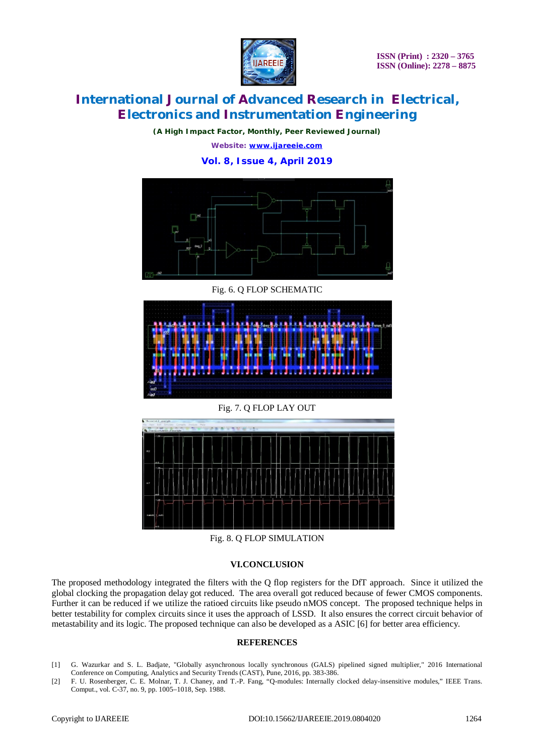Fig. 6. Q FLOP SCHEMATIC

Fig. 7. Q FLOP LAY OUT

Fig. 8. Q FLOP SIMULATION

## VI.CONCLUSION

The proposed methodology integrated the filters with the Q flop registers for the DfT approach. Since it utilized the global clocking the propagation delay got reduced. The area overall got reduced because of fewer CMOS components. Further it can be reduced if we utilize the ratioed circuits like pseudo nMOS concept. The proposed technique helps in better testability for complex circuits since it uses the approach of LSSD. It also ensures the correct circuit behavior of metastability and its logic. The proposed technique can also be developed as a ASIC [6] for better area efficiency.

## REFERENCES

[1] G. Wazurkar and S. L. Badjate, "Globally asynchronous locally synchronous (GALS) pipelined signed multiplier," 2016 International Conference on Computing, Analytics and Security Trends (CAST), Pune, 2016, pp. 383-386.

[2] F. U. Rosenberger, C. E. Molnar, T. J. Chaney, and T.-P. Fang, "Q-modules: Internally clocked delay-insensitive modules," IEEE Trans. Comput., vol. C-37, no. 9, pp. 1005–1018, Sep. 1988.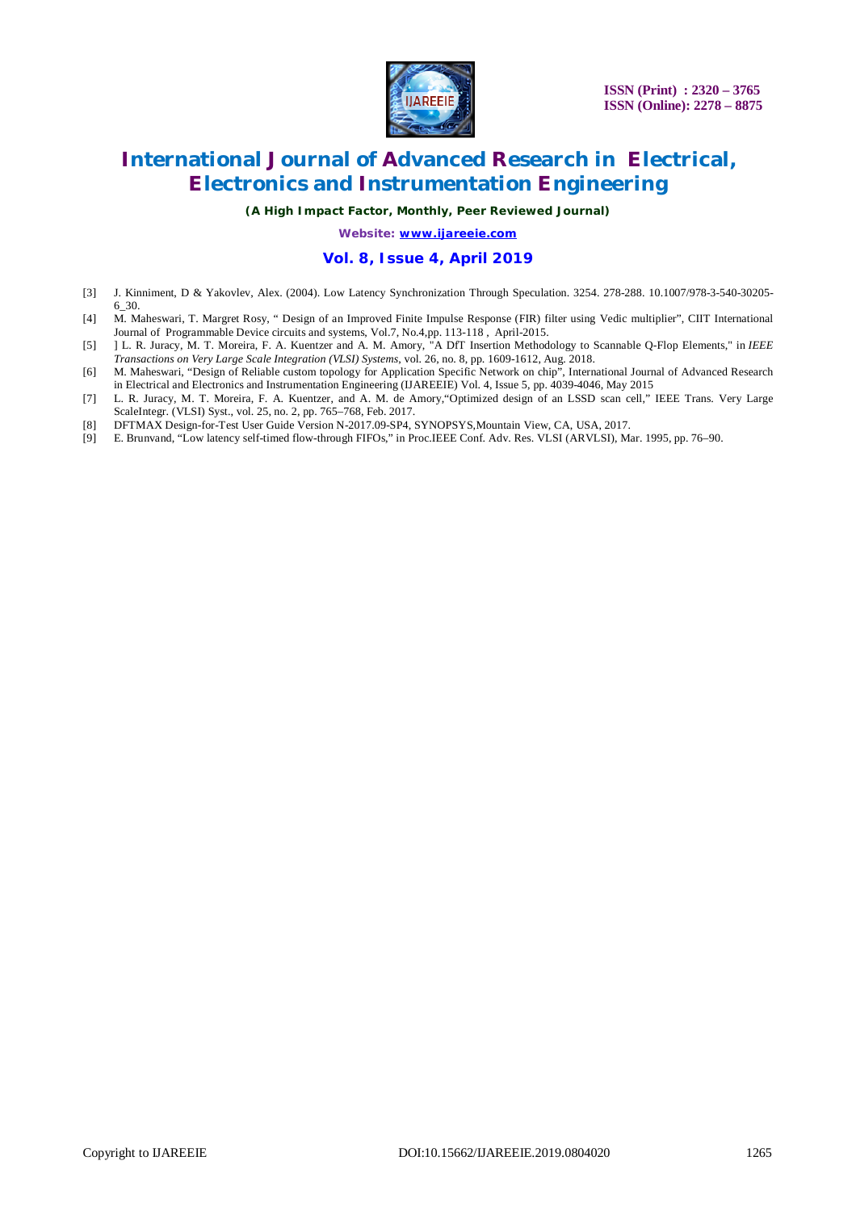[3] J. Kinniment, D & Yakovlev, Alex. (2004). Low Latency Synchronization Through Speculation. 3254. 278-288. 10.1007/978-3-540-30205-6_30.

[4] M. Maheswari, T. Margret Rosy, " Design of an Improved Finite Impulse Response (FIR) filter using Vedic multiplier", CIIT International Journal of Programmable Device circuits and systems, Vol.7, No.4,pp. 113-118 , April-2015.

[5] ] L. R. Juracy, M. T. Moreira, F. A. Kuentzer and A. M. Amory, "A DfT Insertion Methodology to Scannable Q-Flop Elements," in *IEEE Transactions on Very Large Scale Integration (VLSI) Systems*, vol. 26, no. 8, pp. 1609-1612, Aug. 2018.

[6] M. Maheswari, "Design of Reliable custom topology for Application Specific Network on chip", International Journal of Advanced Research in Electrical and Electronics and Instrumentation Engineering (IJAREEIE) Vol. 4, Issue 5, pp. 4039-4046, May 2015

[7] L. R. Juracy, M. T. Moreira, F. A. Kuentzer, and A. M. de Amory,"Optimized design of an LSSD scan cell," IEEE Trans. Very Large ScaleIntegr. (VLSI) Syst., vol. 25, no. 2, pp. 765–768, Feb. 2017.

[8] DFTMAX Design-for-Test User Guide Version N-2017.09-SP4, SYNOPSYS,Mountain View, CA, USA, 2017.

[9] E. Brunvand, "Low latency self-timed flow-through FIFOs," in Proc.IEEE Conf. Adv. Res. VLSI (ARVLSI), Mar. 1995, pp. 76–90.